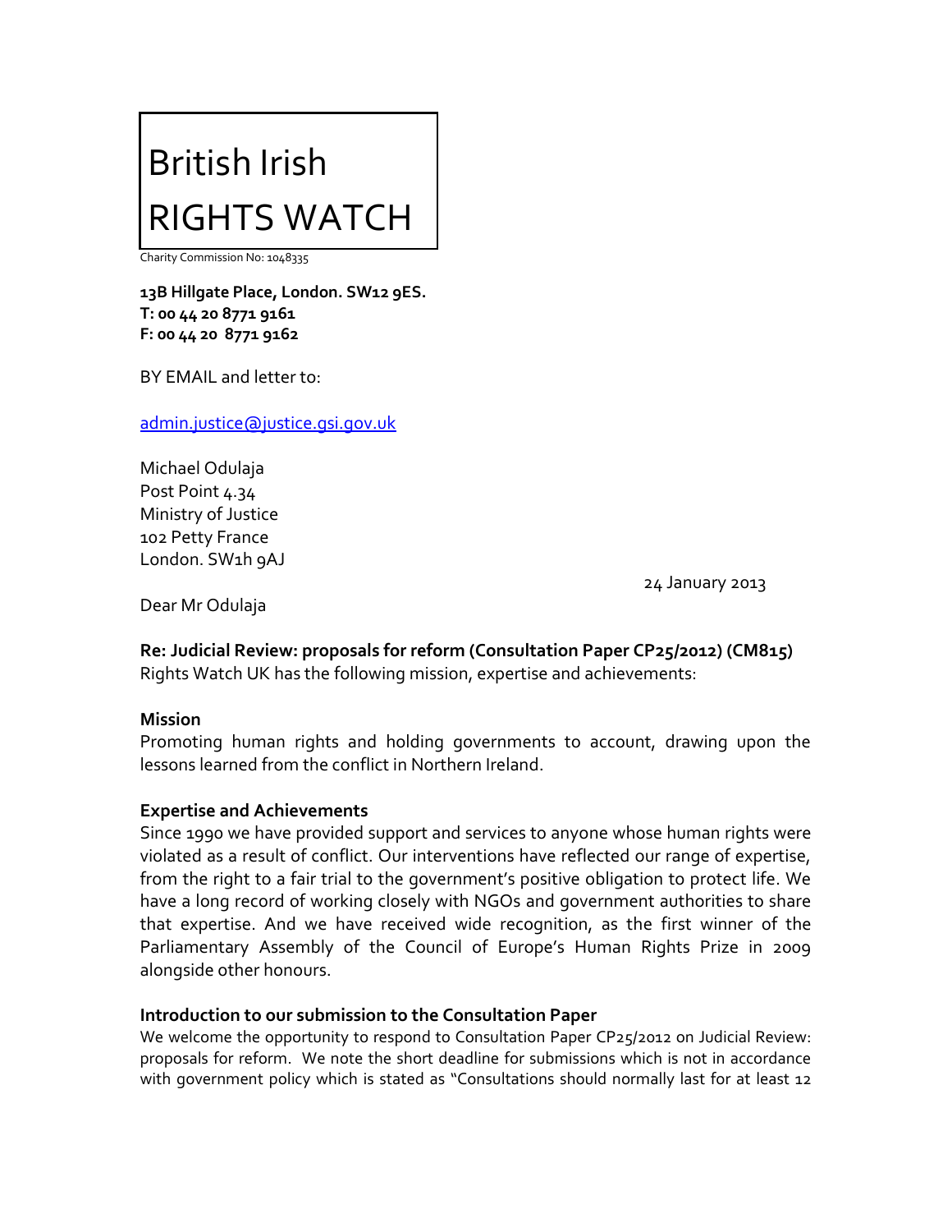# British Irish RIGHTS WATCH

Charity Commission No: 1048335

**13B Hillgate Place, London. SW12 9ES.**
**T: 00 44 20 8771 9161**
**F: 00 44 20 8771 9162**

BY EMAIL and letter to:

admin.justice@justice.gsi.gov.uk

Michael Odulaja
Post Point 4.34
Ministry of Justice
102 Petty France
London. SW1h 9AJ

24 January 2013

Dear Mr Odulaja

**Re: Judicial Review: proposals for reform (Consultation Paper CP25/2012) (CM815)**
Rights Watch UK has the following mission, expertise and achievements:

**Mission**
Promoting human rights and holding governments to account, drawing upon the lessons learned from the conflict in Northern Ireland.

**Expertise and Achievements**
Since 1990 we have provided support and services to anyone whose human rights were violated as a result of conflict. Our interventions have reflected our range of expertise, from the right to a fair trial to the government's positive obligation to protect life. We have a long record of working closely with NGOs and government authorities to share that expertise. And we have received wide recognition, as the first winner of the Parliamentary Assembly of the Council of Europe's Human Rights Prize in 2009 alongside other honours.

**Introduction to our submission to the Consultation Paper**
We welcome the opportunity to respond to Consultation Paper CP25/2012 on Judicial Review: proposals for reform. We note the short deadline for submissions which is not in accordance with government policy which is stated as "Consultations should normally last for at least 12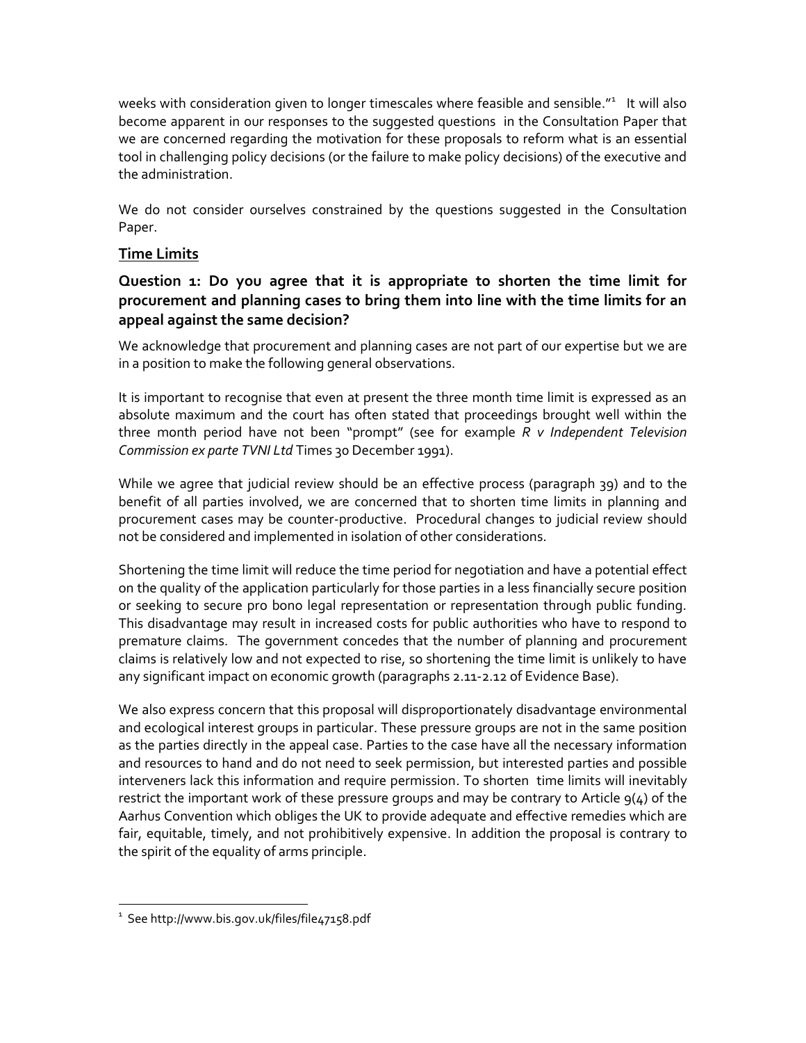weeks with consideration given to longer timescales where feasible and sensible."[1] It will also become apparent in our responses to the suggested questions in the Consultation Paper that we are concerned regarding the motivation for these proposals to reform what is an essential tool in challenging policy decisions (or the failure to make policy decisions) of the executive and the administration.

We do not consider ourselves constrained by the questions suggested in the Consultation Paper.

## Time Limits

### Question 1: Do you agree that it is appropriate to shorten the time limit for procurement and planning cases to bring them into line with the time limits for an appeal against the same decision?

We acknowledge that procurement and planning cases are not part of our expertise but we are in a position to make the following general observations.

It is important to recognise that even at present the three month time limit is expressed as an absolute maximum and the court has often stated that proceedings brought well within the three month period have not been "prompt" (see for example *R v Independent Television Commission ex parte TVNI Ltd* Times 30 December 1991).

While we agree that judicial review should be an effective process (paragraph 39) and to the benefit of all parties involved, we are concerned that to shorten time limits in planning and procurement cases may be counter-productive. Procedural changes to judicial review should not be considered and implemented in isolation of other considerations.

Shortening the time limit will reduce the time period for negotiation and have a potential effect on the quality of the application particularly for those parties in a less financially secure position or seeking to secure pro bono legal representation or representation through public funding. This disadvantage may result in increased costs for public authorities who have to respond to premature claims. The government concedes that the number of planning and procurement claims is relatively low and not expected to rise, so shortening the time limit is unlikely to have any significant impact on economic growth (paragraphs 2.11-2.12 of Evidence Base).

We also express concern that this proposal will disproportionately disadvantage environmental and ecological interest groups in particular. These pressure groups are not in the same position as the parties directly in the appeal case. Parties to the case have all the necessary information and resources to hand and do not need to seek permission, but interested parties and possible interveners lack this information and require permission. To shorten time limits will inevitably restrict the important work of these pressure groups and may be contrary to Article 9(4) of the Aarhus Convention which obliges the UK to provide adequate and effective remedies which are fair, equitable, timely, and not prohibitively expensive. In addition the proposal is contrary to the spirit of the equality of arms principle.

---

[1] See http://www.bis.gov.uk/files/file47158.pdf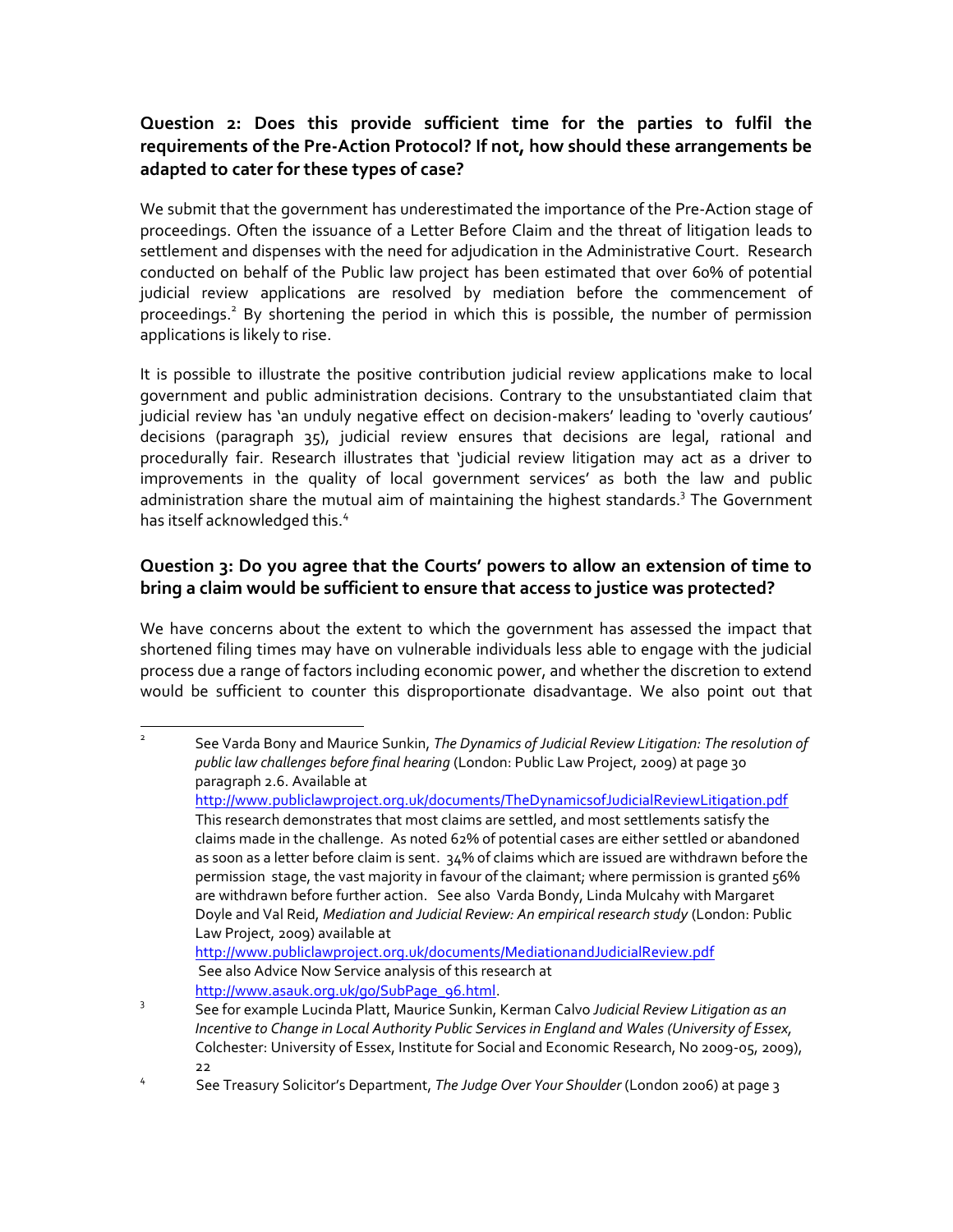**Question 2: Does this provide sufficient time for the parties to fulfil the requirements of the Pre-Action Protocol? If not, how should these arrangements be adapted to cater for these types of case?**

We submit that the government has underestimated the importance of the Pre-Action stage of proceedings. Often the issuance of a Letter Before Claim and the threat of litigation leads to settlement and dispenses with the need for adjudication in the Administrative Court. Research conducted on behalf of the Public law project has been estimated that over 60% of potential judicial review applications are resolved by mediation before the commencement of proceedings.[2] By shortening the period in which this is possible, the number of permission applications is likely to rise.

It is possible to illustrate the positive contribution judicial review applications make to local government and public administration decisions. Contrary to the unsubstantiated claim that judicial review has 'an unduly negative effect on decision-makers' leading to 'overly cautious' decisions (paragraph 35), judicial review ensures that decisions are legal, rational and procedurally fair. Research illustrates that 'judicial review litigation may act as a driver to improvements in the quality of local government services' as both the law and public administration share the mutual aim of maintaining the highest standards.[3] The Government has itself acknowledged this.[4]

**Question 3: Do you agree that the Courts' powers to allow an extension of time to bring a claim would be sufficient to ensure that access to justice was protected?**

We have concerns about the extent to which the government has assessed the impact that shortened filing times may have on vulnerable individuals less able to engage with the judicial process due a range of factors including economic power, and whether the discretion to extend would be sufficient to counter this disproportionate disadvantage. We also point out that

---

[2] See Varda Bony and Maurice Sunkin, *The Dynamics of Judicial Review Litigation: The resolution of public law challenges before final hearing* (London: Public Law Project, 2009) at page 30 paragraph 2.6. Available at http://www.publiclawproject.org.uk/documents/TheDynamicsofJudicialReviewLitigation.pdf
This research demonstrates that most claims are settled, and most settlements satisfy the claims made in the challenge. As noted 62% of potential cases are either settled or abandoned as soon as a letter before claim is sent. 34% of claims which are issued are withdrawn before the permission stage, the vast majority in favour of the claimant; where permission is granted 56% are withdrawn before further action. See also Varda Bondy, Linda Mulcahy with Margaret Doyle and Val Reid, *Mediation and Judicial Review: An empirical research study* (London: Public Law Project, 2009) available at http://www.publiclawproject.org.uk/documents/MediationandJudicialReview.pdf
See also Advice Now Service analysis of this research at http://www.asauk.org.uk/go/SubPage_96.html.

[3] See for example Lucinda Platt, Maurice Sunkin, Kerman Calvo *Judicial Review Litigation as an Incentive to Change in Local Authority Public Services in England and Wales (University of Essex,* Colchester: University of Essex, Institute for Social and Economic Research, No 2009-05, 2009), 22

[4] See Treasury Solicitor's Department, *The Judge Over Your Shoulder* (London 2006) at page 3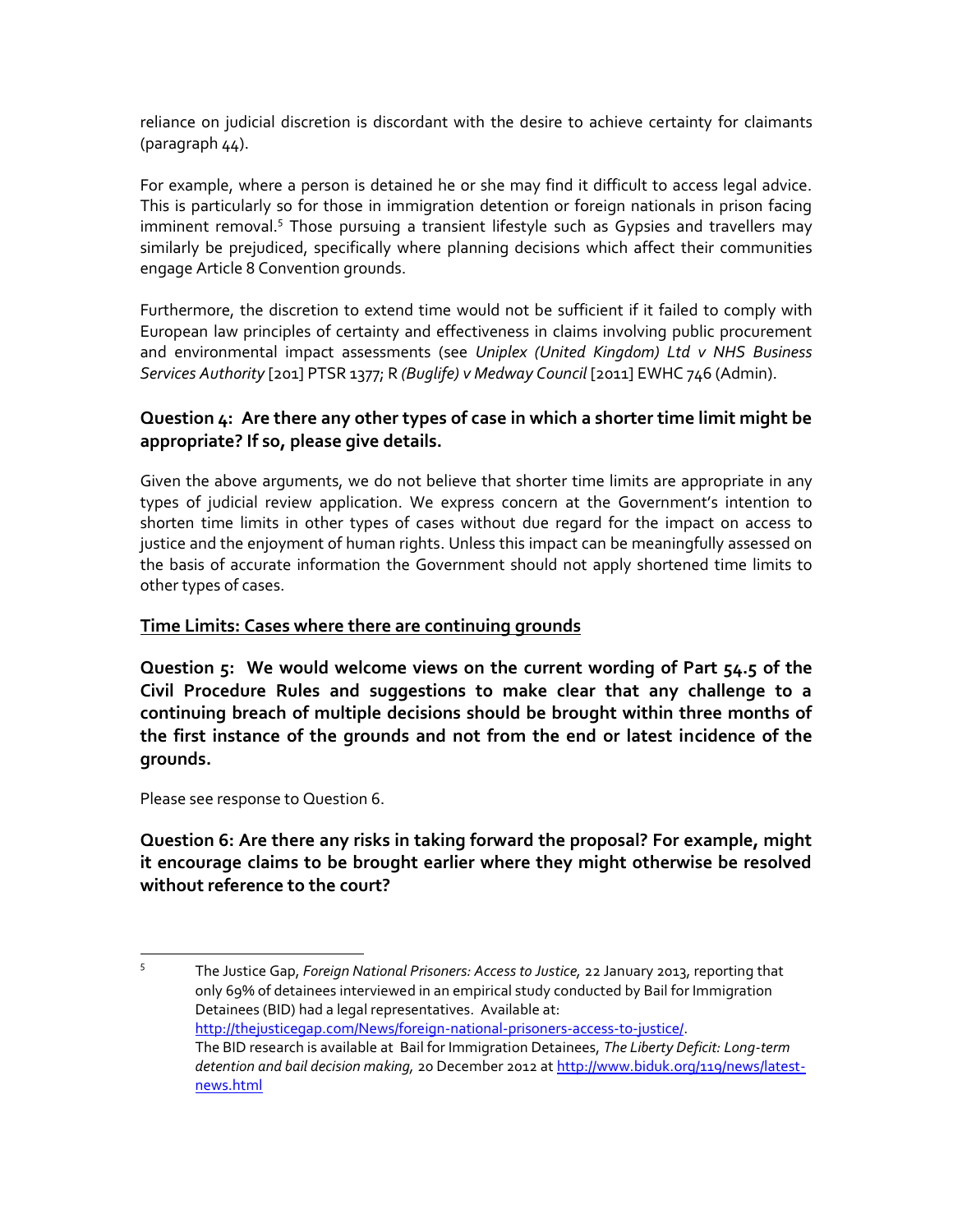reliance on judicial discretion is discordant with the desire to achieve certainty for claimants (paragraph 44).

For example, where a person is detained he or she may find it difficult to access legal advice. This is particularly so for those in immigration detention or foreign nationals in prison facing imminent removal.[5] Those pursuing a transient lifestyle such as Gypsies and travellers may similarly be prejudiced, specifically where planning decisions which affect their communities engage Article 8 Convention grounds.

Furthermore, the discretion to extend time would not be sufficient if it failed to comply with European law principles of certainty and effectiveness in claims involving public procurement and environmental impact assessments (see *Uniplex (United Kingdom) Ltd v NHS Business Services Authority* [201] PTSR 1377; R *(Buglife) v Medway Council* [2011] EWHC 746 (Admin).

**Question 4: Are there any other types of case in which a shorter time limit might be appropriate? If so, please give details.**

Given the above arguments, we do not believe that shorter time limits are appropriate in any types of judicial review application. We express concern at the Government's intention to shorten time limits in other types of cases without due regard for the impact on access to justice and the enjoyment of human rights. Unless this impact can be meaningfully assessed on the basis of accurate information the Government should not apply shortened time limits to other types of cases.

**<u>Time Limits: Cases where there are continuing grounds</u>**

**Question 5: We would welcome views on the current wording of Part 54.5 of the Civil Procedure Rules and suggestions to make clear that any challenge to a continuing breach of multiple decisions should be brought within three months of the first instance of the grounds and not from the end or latest incidence of the grounds.**

Please see response to Question 6.

**Question 6: Are there any risks in taking forward the proposal? For example, might it encourage claims to be brought earlier where they might otherwise be resolved without reference to the court?**

---

[5] The Justice Gap, *Foreign National Prisoners: Access to Justice,* 22 January 2013, reporting that only 69% of detainees interviewed in an empirical study conducted by Bail for Immigration Detainees (BID) had a legal representatives. Available at: http://thejusticegap.com/News/foreign-national-prisoners-access-to-justice/.
The BID research is available at Bail for Immigration Detainees, *The Liberty Deficit: Long-term detention and bail decision making,* 20 December 2012 at http://www.biduk.org/119/news/latest-news.html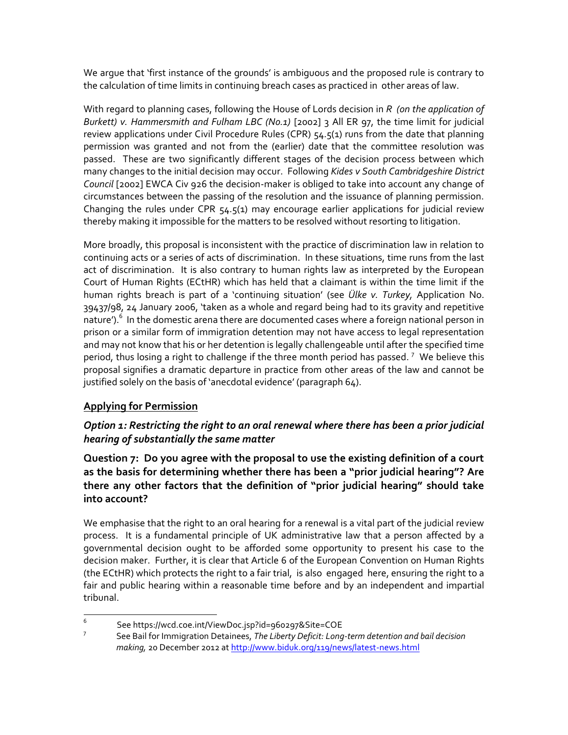We argue that 'first instance of the grounds' is ambiguous and the proposed rule is contrary to the calculation of time limits in continuing breach cases as practiced in other areas of law.

With regard to planning cases, following the House of Lords decision in *R (on the application of Burkett) v. Hammersmith and Fulham LBC (No.1)* [2002] 3 All ER 97, the time limit for judicial review applications under Civil Procedure Rules (CPR) 54.5(1) runs from the date that planning permission was granted and not from the (earlier) date that the committee resolution was passed. These are two significantly different stages of the decision process between which many changes to the initial decision may occur. Following *Kides v South Cambridgeshire District Council* [2002] EWCA Civ 926 the decision-maker is obliged to take into account any change of circumstances between the passing of the resolution and the issuance of planning permission. Changing the rules under CPR 54.5(1) may encourage earlier applications for judicial review thereby making it impossible for the matters to be resolved without resorting to litigation.

More broadly, this proposal is inconsistent with the practice of discrimination law in relation to continuing acts or a series of acts of discrimination. In these situations, time runs from the last act of discrimination. It is also contrary to human rights law as interpreted by the European Court of Human Rights (ECtHR) which has held that a claimant is within the time limit if the human rights breach is part of a 'continuing situation' (see *Ülke v. Turkey*, Application No. 39437/98, 24 January 2006, 'taken as a whole and regard being had to its gravity and repetitive nature').[6] In the domestic arena there are documented cases where a foreign national person in prison or a similar form of immigration detention may not have access to legal representation and may not know that his or her detention is legally challengeable until after the specified time period, thus losing a right to challenge if the three month period has passed.[7] We believe this proposal signifies a dramatic departure in practice from other areas of the law and cannot be justified solely on the basis of 'anecdotal evidence' (paragraph 64).

## Applying for Permission

### *Option 1: Restricting the right to an oral renewal where there has been a prior judicial hearing of substantially the same matter*

**Question 7: Do you agree with the proposal to use the existing definition of a court as the basis for determining whether there has been a "prior judicial hearing"? Are there any other factors that the definition of "prior judicial hearing" should take into account?**

We emphasise that the right to an oral hearing for a renewal is a vital part of the judicial review process. It is a fundamental principle of UK administrative law that a person affected by a governmental decision ought to be afforded some opportunity to present his case to the decision maker. Further, it is clear that Article 6 of the European Convention on Human Rights (the ECtHR) which protects the right to a fair trial, is also engaged here, ensuring the right to a fair and public hearing within a reasonable time before and by an independent and impartial tribunal.

---

[6] See https://wcd.coe.int/ViewDoc.jsp?id=960297&Site=COE

[7] See Bail for Immigration Detainees, *The Liberty Deficit: Long-term detention and bail decision making,* 20 December 2012 at http://www.biduk.org/119/news/latest-news.html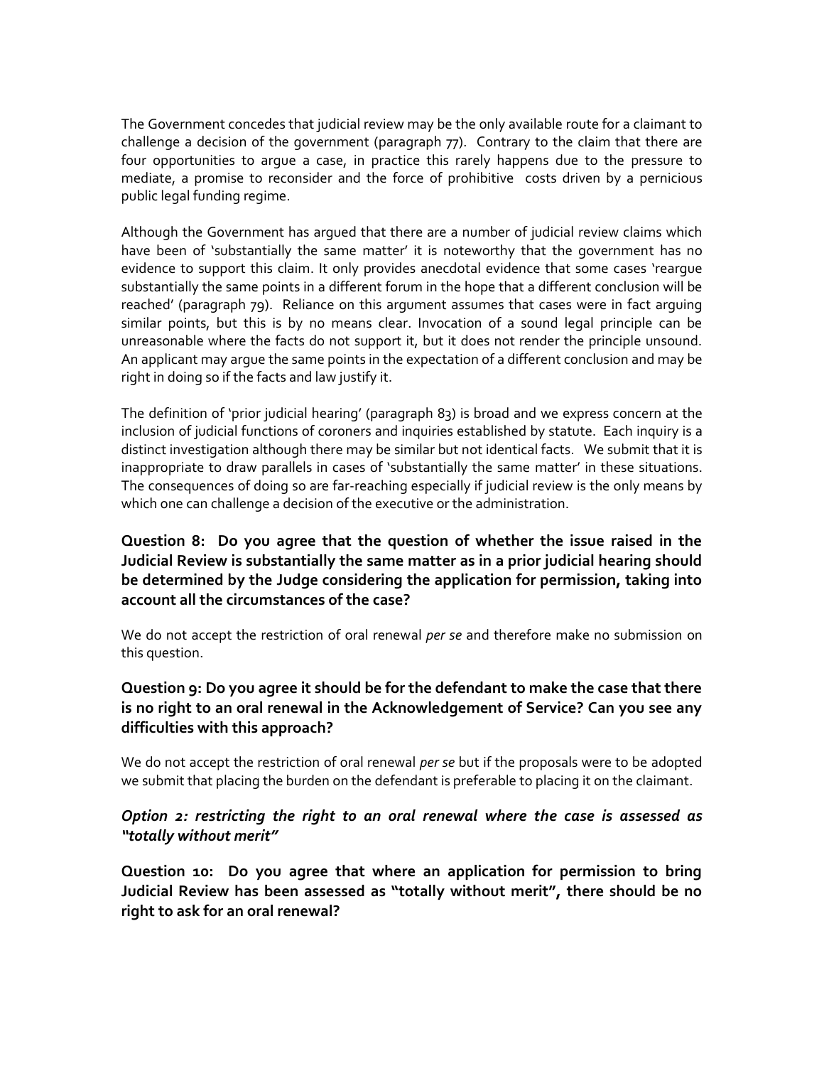The Government concedes that judicial review may be the only available route for a claimant to challenge a decision of the government (paragraph 77). Contrary to the claim that there are four opportunities to argue a case, in practice this rarely happens due to the pressure to mediate, a promise to reconsider and the force of prohibitive costs driven by a pernicious public legal funding regime.

Although the Government has argued that there are a number of judicial review claims which have been of 'substantially the same matter' it is noteworthy that the government has no evidence to support this claim. It only provides anecdotal evidence that some cases 'reargue substantially the same points in a different forum in the hope that a different conclusion will be reached' (paragraph 79). Reliance on this argument assumes that cases were in fact arguing similar points, but this is by no means clear. Invocation of a sound legal principle can be unreasonable where the facts do not support it, but it does not render the principle unsound. An applicant may argue the same points in the expectation of a different conclusion and may be right in doing so if the facts and law justify it.

The definition of 'prior judicial hearing' (paragraph 83) is broad and we express concern at the inclusion of judicial functions of coroners and inquiries established by statute. Each inquiry is a distinct investigation although there may be similar but not identical facts. We submit that it is inappropriate to draw parallels in cases of 'substantially the same matter' in these situations. The consequences of doing so are far-reaching especially if judicial review is the only means by which one can challenge a decision of the executive or the administration.

### Question 8: Do you agree that the question of whether the issue raised in the Judicial Review is substantially the same matter as in a prior judicial hearing should be determined by the Judge considering the application for permission, taking into account all the circumstances of the case?

We do not accept the restriction of oral renewal *per se* and therefore make no submission on this question.

### Question 9: Do you agree it should be for the defendant to make the case that there is no right to an oral renewal in the Acknowledgement of Service? Can you see any difficulties with this approach?

We do not accept the restriction of oral renewal *per se* but if the proposals were to be adopted we submit that placing the burden on the defendant is preferable to placing it on the claimant.

### *Option 2: restricting the right to an oral renewal where the case is assessed as "totally without merit"*

### Question 10: Do you agree that where an application for permission to bring Judicial Review has been assessed as "totally without merit", there should be no right to ask for an oral renewal?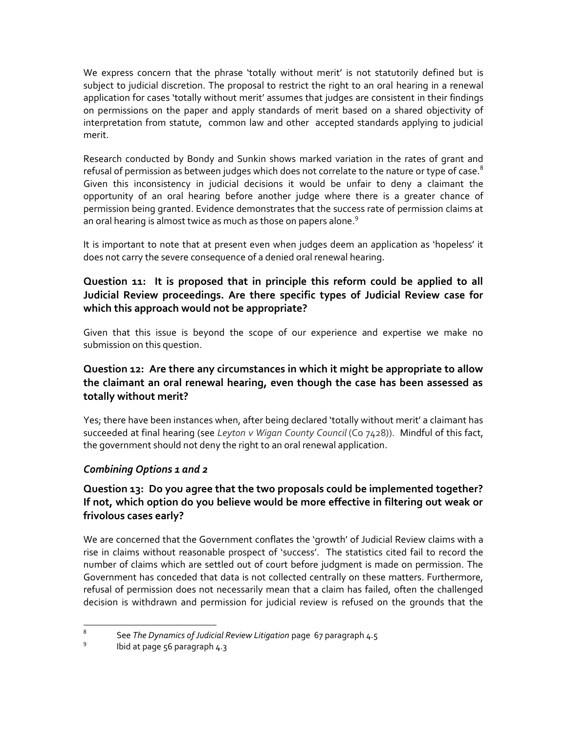We express concern that the phrase 'totally without merit' is not statutorily defined but is subject to judicial discretion. The proposal to restrict the right to an oral hearing in a renewal application for cases 'totally without merit' assumes that judges are consistent in their findings on permissions on the paper and apply standards of merit based on a shared objectivity of interpretation from statute, common law and other accepted standards applying to judicial merit.

Research conducted by Bondy and Sunkin shows marked variation in the rates of grant and refusal of permission as between judges which does not correlate to the nature or type of case.[8] Given this inconsistency in judicial decisions it would be unfair to deny a claimant the opportunity of an oral hearing before another judge where there is a greater chance of permission being granted. Evidence demonstrates that the success rate of permission claims at an oral hearing is almost twice as much as those on papers alone.[9]

It is important to note that at present even when judges deem an application as 'hopeless' it does not carry the severe consequence of a denied oral renewal hearing.

### Question 11: It is proposed that in principle this reform could be applied to all Judicial Review proceedings. Are there specific types of Judicial Review case for which this approach would not be appropriate?

Given that this issue is beyond the scope of our experience and expertise we make no submission on this question.

### Question 12: Are there any circumstances in which it might be appropriate to allow the claimant an oral renewal hearing, even though the case has been assessed as totally without merit?

Yes; there have been instances when, after being declared 'totally without merit' a claimant has succeeded at final hearing (see *Leyton v Wigan County Council* (Co 7428)). Mindful of this fact, the government should not deny the right to an oral renewal application.

## *Combining Options 1 and 2*

### Question 13: Do you agree that the two proposals could be implemented together? If not, which option do you believe would be more effective in filtering out weak or frivolous cases early?

We are concerned that the Government conflates the 'growth' of Judicial Review claims with a rise in claims without reasonable prospect of 'success'. The statistics cited fail to record the number of claims which are settled out of court before judgment is made on permission. The Government has conceded that data is not collected centrally on these matters. Furthermore, refusal of permission does not necessarily mean that a claim has failed, often the challenged decision is withdrawn and permission for judicial review is refused on the grounds that the

---

[8] See *The Dynamics of Judicial Review Litigation* page 67 paragraph 4.5

[9] Ibid at page 56 paragraph 4.3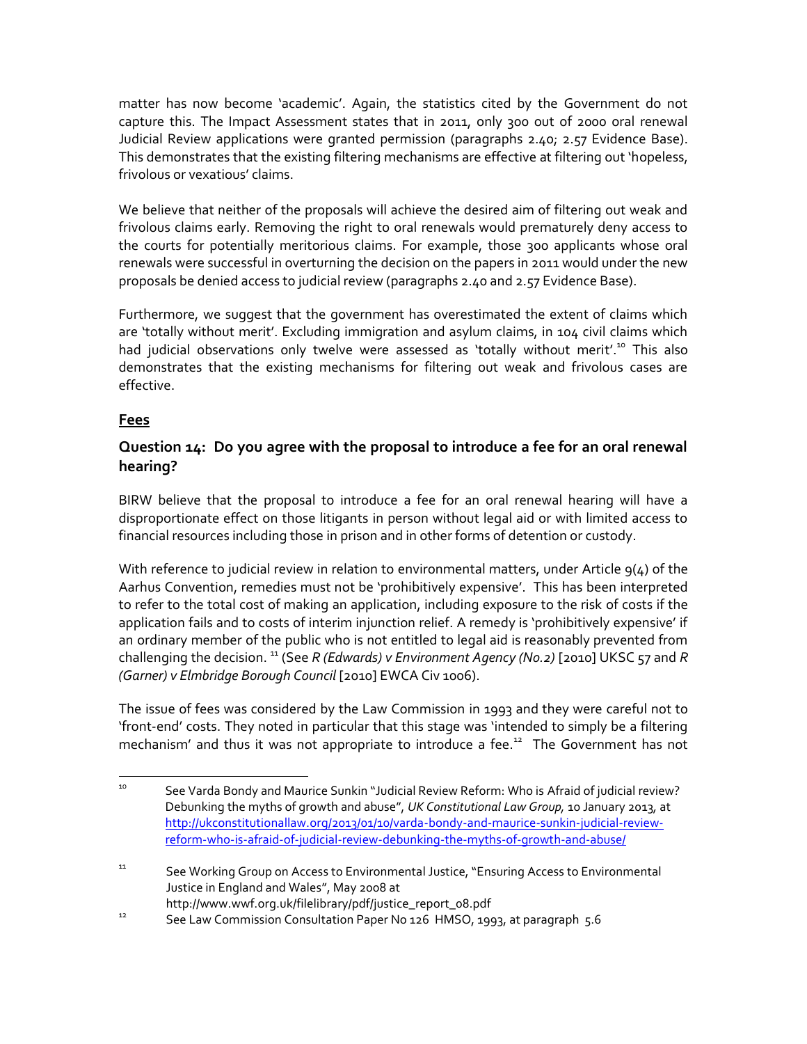matter has now become 'academic'. Again, the statistics cited by the Government do not capture this. The Impact Assessment states that in 2011, only 300 out of 2000 oral renewal Judicial Review applications were granted permission (paragraphs 2.40; 2.57 Evidence Base). This demonstrates that the existing filtering mechanisms are effective at filtering out 'hopeless, frivolous or vexatious' claims.

We believe that neither of the proposals will achieve the desired aim of filtering out weak and frivolous claims early. Removing the right to oral renewals would prematurely deny access to the courts for potentially meritorious claims. For example, those 300 applicants whose oral renewals were successful in overturning the decision on the papers in 2011 would under the new proposals be denied access to judicial review (paragraphs 2.40 and 2.57 Evidence Base).

Furthermore, we suggest that the government has overestimated the extent of claims which are 'totally without merit'. Excluding immigration and asylum claims, in 104 civil claims which had judicial observations only twelve were assessed as 'totally without merit'.[10] This also demonstrates that the existing mechanisms for filtering out weak and frivolous cases are effective.

## Fees

### Question 14: Do you agree with the proposal to introduce a fee for an oral renewal hearing?

BIRW believe that the proposal to introduce a fee for an oral renewal hearing will have a disproportionate effect on those litigants in person without legal aid or with limited access to financial resources including those in prison and in other forms of detention or custody.

With reference to judicial review in relation to environmental matters, under Article 9(4) of the Aarhus Convention, remedies must not be 'prohibitively expensive'. This has been interpreted to refer to the total cost of making an application, including exposure to the risk of costs if the application fails and to costs of interim injunction relief. A remedy is 'prohibitively expensive' if an ordinary member of the public who is not entitled to legal aid is reasonably prevented from challenging the decision. [11] (See *R (Edwards) v Environment Agency (No.2)* [2010] UKSC 57 and *R (Garner) v Elmbridge Borough Council* [2010] EWCA Civ 1006).

The issue of fees was considered by the Law Commission in 1993 and they were careful not to 'front-end' costs. They noted in particular that this stage was 'intended to simply be a filtering mechanism' and thus it was not appropriate to introduce a fee.[12] The Government has not

---

[10] See Varda Bondy and Maurice Sunkin "Judicial Review Reform: Who is Afraid of judicial review? Debunking the myths of growth and abuse", *UK Constitutional Law Group*, 10 January 2013, at http://ukconstitutionallaw.org/2013/01/10/varda-bondy-and-maurice-sunkin-judicial-review-reform-who-is-afraid-of-judicial-review-debunking-the-myths-of-growth-and-abuse/

[11] See Working Group on Access to Environmental Justice, "Ensuring Access to Environmental Justice in England and Wales", May 2008 at http://www.wwf.org.uk/filelibrary/pdf/justice_report_08.pdf

[12] See Law Commission Consultation Paper No 126 HMSO, 1993, at paragraph 5.6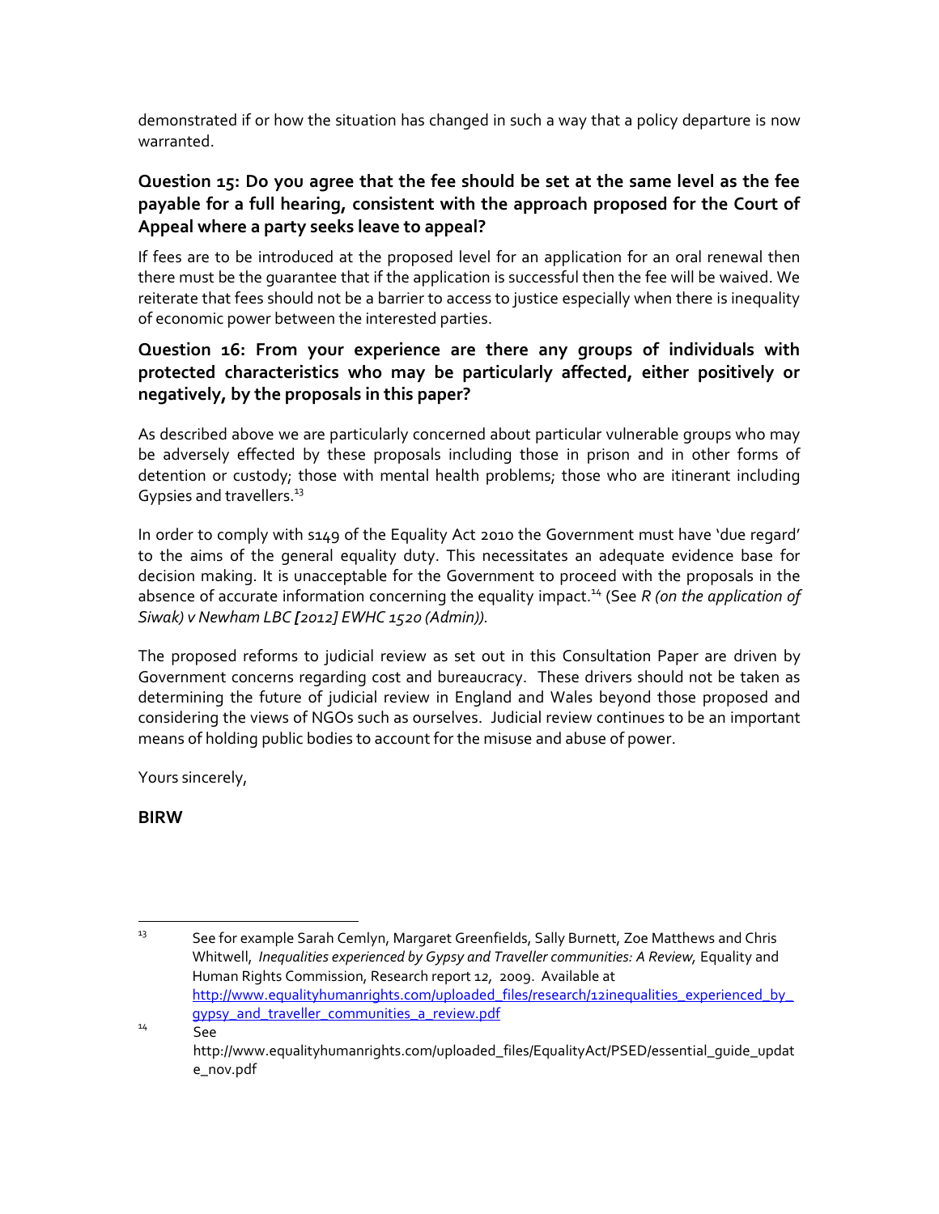demonstrated if or how the situation has changed in such a way that a policy departure is now warranted.

### Question 15: Do you agree that the fee should be set at the same level as the fee payable for a full hearing, consistent with the approach proposed for the Court of Appeal where a party seeks leave to appeal?

If fees are to be introduced at the proposed level for an application for an oral renewal then there must be the guarantee that if the application is successful then the fee will be waived. We reiterate that fees should not be a barrier to access to justice especially when there is inequality of economic power between the interested parties.

### Question 16: From your experience are there any groups of individuals with protected characteristics who may be particularly affected, either positively or negatively, by the proposals in this paper?

As described above we are particularly concerned about particular vulnerable groups who may be adversely effected by these proposals including those in prison and in other forms of detention or custody; those with mental health problems; those who are itinerant including Gypsies and travellers.[13]

In order to comply with s149 of the Equality Act 2010 the Government must have 'due regard' to the aims of the general equality duty. This necessitates an adequate evidence base for decision making. It is unacceptable for the Government to proceed with the proposals in the absence of accurate information concerning the equality impact.[14] (See *R (on the application of Siwak) v Newham LBC [2012] EWHC 1520 (Admin)).*

The proposed reforms to judicial review as set out in this Consultation Paper are driven by Government concerns regarding cost and bureaucracy. These drivers should not be taken as determining the future of judicial review in England and Wales beyond those proposed and considering the views of NGOs such as ourselves. Judicial review continues to be an important means of holding public bodies to account for the misuse and abuse of power.

Yours sincerely,

**BIRW**

---

[13] See for example Sarah Cemlyn, Margaret Greenfields, Sally Burnett, Zoe Matthews and Chris Whitwell, *Inequalities experienced by Gypsy and Traveller communities: A Review,* Equality and Human Rights Commission, Research report 12, 2009. Available at http://www.equalityhumanrights.com/uploaded_files/research/12inequalities_experienced_by_gypsy_and_traveller_communities_a_review.pdf

[14] See http://www.equalityhumanrights.com/uploaded_files/EqualityAct/PSED/essential_guide_update_nov.pdf